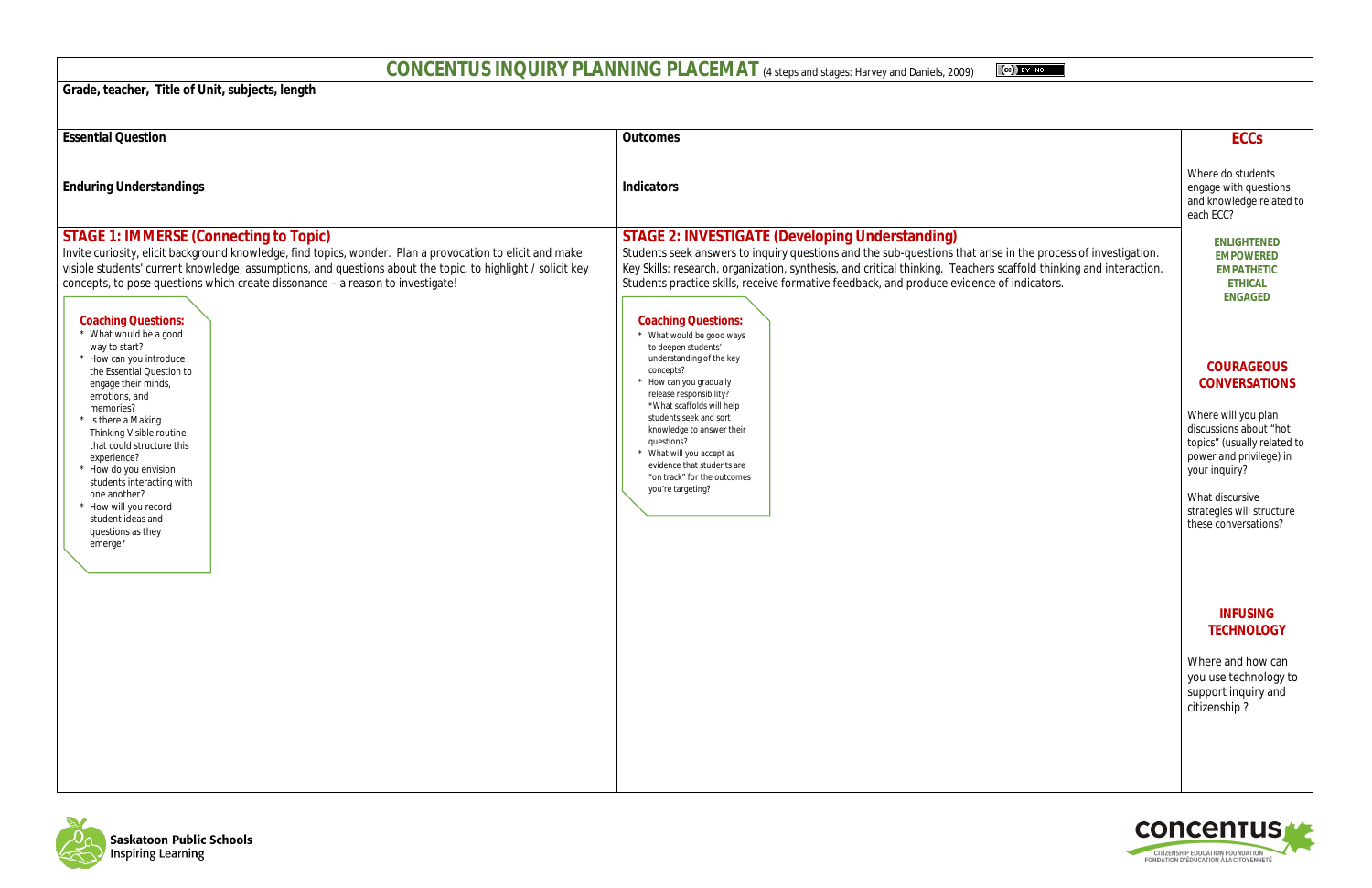# CONCENTUS INQUIRY PLANNING PLACEMAT (4 steps and stages: Harvey and Daniels, 2009)

**Grade, teacher, Title of Unit, subjects, length**

**Essential Question**

**Enduring Understandings**

**Outcomes**

**Indicators**

## STAGE 1: IMMERSE (Connecting to Topic)

Invite curiosity, elicit background knowledge, find topics, wonder. Plan a provocation to elicit and make visible students' current knowledge, assumptions, and questions about the topic, to highlight / solicit key concepts, to pose questions which create dissonance – a reason to investigate!

**Coaching Questions:**

* What would be a good way to start?
* How can you introduce the Essential Question to engage their minds, emotions, and memories?
* Is there a Making Thinking Visible routine that could structure this experience?
* How do you envision students interacting with one another?
* How will you record student ideas and questions as they emerge?

## STAGE 2: INVESTIGATE (Developing Understanding)

Students seek answers to inquiry questions and the sub-questions that arise in the process of investigation. Key Skills: research, organization, synthesis, and critical thinking. Teachers scaffold thinking and interaction. Students practice skills, receive formative feedback, and produce evidence of indicators.

**Coaching Questions:**

* What would be good ways to deepen students' understanding of the key concepts?
* How can you gradually release responsibility?
* What scaffolds will help students seek and sort knowledge to answer their questions?
* What will you accept as evidence that students are "on track" for the outcomes you're targeting?

## ECCs

Where do students engage with questions and knowledge related to each ECC?

**ENLIGHTENED**
**EMPOWERED**
**EMPATHETIC**
**ETHICAL**
**ENGAGED**

## COURAGEOUS CONVERSATIONS

Where will you plan discussions about "hot topics" (usually related to power and privilege) in your inquiry?

What discursive strategies will structure these conversations?

## INFUSING TECHNOLOGY

Where and how can you use technology to support inquiry and citizenship ?

Saskatoon Public Schools
Inspiring Learning

concentus
CITIZENSHIP EDUCATION FOUNDATION
FONDATION D'ÉDUCATION À LA CITOYENNETÉ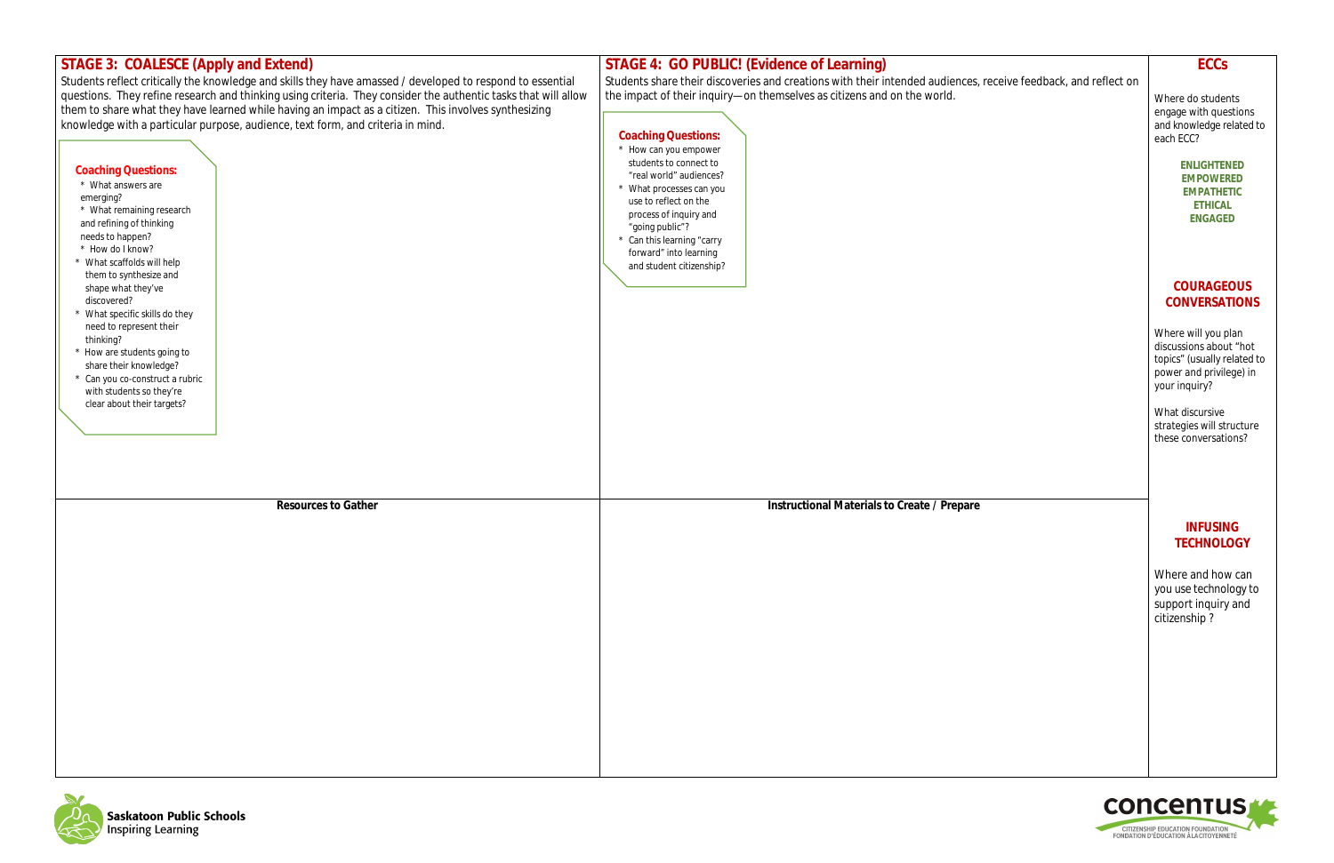## STAGE 3: COALESCE (Apply and Extend)

Students reflect critically the knowledge and skills they have amassed / developed to respond to essential questions. They refine research and thinking using criteria. They consider the authentic tasks that will allow them to share what they have learned while having an impact as a citizen. This involves synthesizing knowledge with a particular purpose, audience, text form, and criteria in mind.

**Coaching Questions:**

* What answers are emerging?
* What remaining research and refining of thinking needs to happen?
* How do I know?
* What scaffolds will help them to synthesize and shape what they've discovered?
* What specific skills do they need to represent their thinking?
* How are students going to share their knowledge?
* Can you co-construct a rubric with students so they're clear about their targets?

## STAGE 4: GO PUBLIC! (Evidence of Learning)

Students share their discoveries and creations with their intended audiences, receive feedback, and reflect on the impact of their inquiry—on themselves as citizens and on the world.

**Coaching Questions:**

* How can you empower students to connect to "real world" audiences?
* What processes can you use to reflect on the process of inquiry and "going public"?
* Can this learning "carry forward" into learning and student citizenship?

| Resources to Gather | Instructional Materials to Create / Prepare |
|---|---|
| | |

## ECCs

Where do students engage with questions and knowledge related to each ECC?

**ENLIGHTENED**
**EMPOWERED**
**EMPATHETIC**
**ETHICAL**
**ENGAGED**

## COURAGEOUS CONVERSATIONS

Where will you plan discussions about "hot topics" (usually related to power and privilege) in your inquiry?

What discursive strategies will structure these conversations?

## INFUSING TECHNOLOGY

Where and how can you use technology to support inquiry and citizenship ?

Saskatoon Public Schools
Inspiring Learning

concentus
CITIZENSHIP EDUCATION FOUNDATION
FONDATION D'ÉDUCATION À LA CITOYENNETÉ